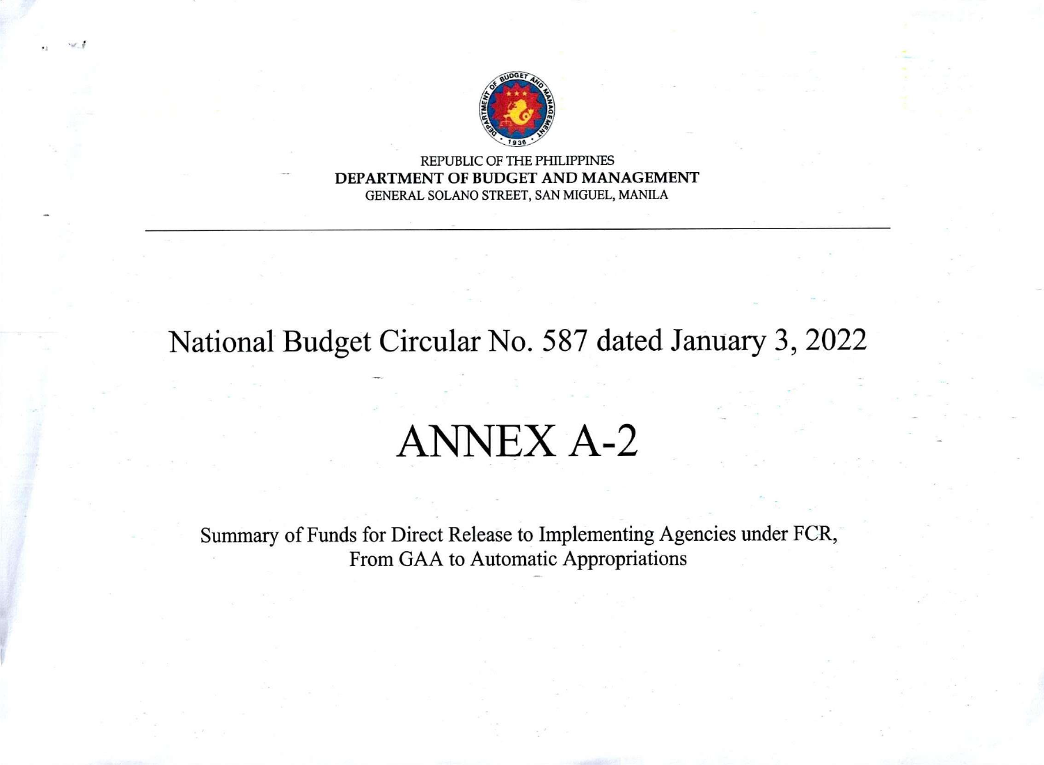REPUBLIC OF THE PHILIPPINES
**DEPARTMENT OF BUDGET AND MANAGEMENT**
GENERAL SOLANO STREET, SAN MIGUEL, MANILA

---

# National Budget Circular No. 587 dated January 3, 2022

# ANNEX A-2

Summary of Funds for Direct Release to Implementing Agencies under FCR,
From GAA to Automatic Appropriations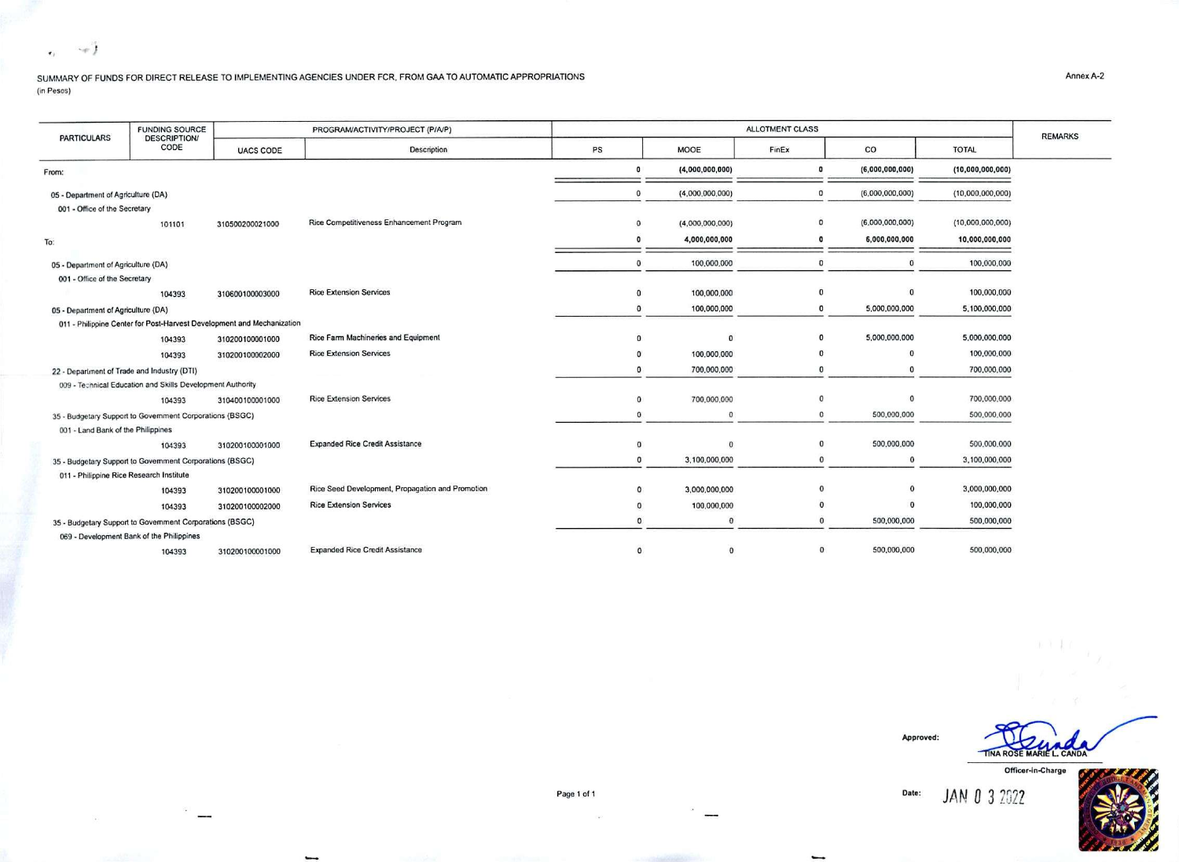SUMMARY OF FUNDS FOR DIRECT RELEASE TO IMPLEMENTING AGENCIES UNDER FCR, FROM GAA TO AUTOMATIC APPROPRIATIONS

(in Pesos)

Annex A-2

| PARTICULARS | FUNDING SOURCE DESCRIPTION/ CODE | PROGRAM/ACTIVITY/PROJECT (P/A/P) | | ALLOTMENT CLASS | | | | | REMARKS |
|---|---|---|---|---|---|---|---|---|---|
| | | UACS CODE | Description | PS | MOOE | FinEx | CO | TOTAL | |
| **From:** | | | | **0** | **(4,000,000,000)** | **0** | **(6,000,000,000)** | **(10,000,000,000)** | |
| 05 - Department of Agriculture (DA) | | | | 0 | (4,000,000,000) | 0 | (6,000,000,000) | (10,000,000,000) | |
| 001 - Office of the Secretary | | | | | | | | | |
| | 101101 | 310500200021000 | Rice Competitiveness Enhancement Program | 0 | (4,000,000,000) | 0 | (6,000,000,000) | (10,000,000,000) | |
| **To:** | | | | **0** | **4,000,000,000** | **0** | **6,000,000,000** | **10,000,000,000** | |
| 05 - Department of Agriculture (DA) | | | | 0 | 100,000,000 | 0 | 0 | 100,000,000 | |
| 001 - Office of the Secretary | | | | | | | | | |
| | 104393 | 310600100003000 | Rice Extension Services | 0 | 100,000,000 | 0 | 0 | 100,000,000 | |
| 05 - Department of Agriculture (DA) | | | | 0 | 100,000,000 | 0 | 5,000,000,000 | 5,100,000,000 | |
| 011 - Philippine Center for Post-Harvest Development and Mechanization | | | | | | | | | |
| | 104393 | 310200100001000 | Rice Farm Machineries and Equipment | 0 | 0 | 0 | 5,000,000,000 | 5,000,000,000 | |
| | 104393 | 310200100002000 | Rice Extension Services | 0 | 100,000,000 | 0 | 0 | 100,000,000 | |
| 22 - Department of Trade and Industry (DTI) | | | | 0 | 700,000,000 | 0 | 0 | 700,000,000 | |
| 009 - Technical Education and Skills Development Authority | | | | | | | | | |
| | 104393 | 310400100001000 | Rice Extension Services | 0 | 700,000,000 | 0 | 0 | 700,000,000 | |
| 35 - Budgetary Support to Government Corporations (BSGC) | | | | 0 | 0 | 0 | 500,000,000 | 500,000,000 | |
| 001 - Land Bank of the Philippines | | | | | | | | | |
| | 104393 | 310200100001000 | Expanded Rice Credit Assistance | 0 | 0 | 0 | 500,000,000 | 500,000,000 | |
| 35 - Budgetary Support to Government Corporations (BSGC) | | | | 0 | 3,100,000,000 | 0 | 0 | 3,100,000,000 | |
| 011 - Philippine Rice Research Institute | | | | | | | | | |
| | 104393 | 310200100001000 | Rice Seed Development, Propagation and Promotion | 0 | 3,000,000,000 | 0 | 0 | 3,000,000,000 | |
| | 104393 | 310200100002000 | Rice Extension Services | 0 | 100,000,000 | 0 | 0 | 100,000,000 | |
| 35 - Budgetary Support to Government Corporations (BSGC) | | | | 0 | 0 | 0 | 500,000,000 | 500,000,000 | |
| 069 - Development Bank of the Philippines | | | | | | | | | |
| | 104393 | 310200100001000 | Expanded Rice Credit Assistance | 0 | 0 | 0 | 500,000,000 | 500,000,000 | |

Approved:

TINA ROSE MARIE L. CANDA

Officer-in-Charge

Date: JAN 0 3 2022